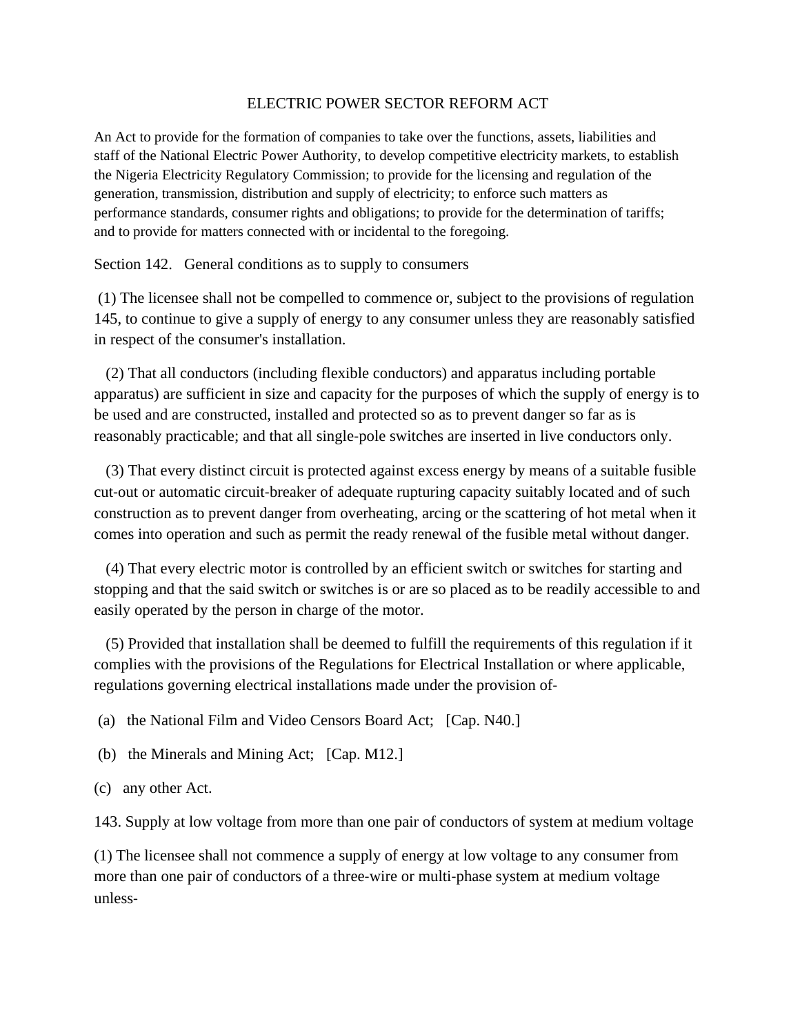# ELECTRIC POWER SECTOR REFORM ACT

An Act to provide for the formation of companies to take over the functions, assets, liabilities and staff of the National Electric Power Authority, to develop competitive electricity markets, to establish the Nigeria Electricity Regulatory Commission; to provide for the licensing and regulation of the generation, transmission, distribution and supply of electricity; to enforce such matters as performance standards, consumer rights and obligations; to provide for the determination of tariffs; and to provide for matters connected with or incidental to the foregoing.

Section 142. General conditions as to supply to consumers

(1) The licensee shall not be compelled to commence or, subject to the provisions of regulation 145, to continue to give a supply of energy to any consumer unless they are reasonably satisfied in respect of the consumer's installation.

(2) That all conductors (including flexible conductors) and apparatus including portable apparatus) are sufficient in size and capacity for the purposes of which the supply of energy is to be used and are constructed, installed and protected so as to prevent danger so far as is reasonably practicable; and that all single-pole switches are inserted in live conductors only.

(3) That every distinct circuit is protected against excess energy by means of a suitable fusible cut-out or automatic circuit-breaker of adequate rupturing capacity suitably located and of such construction as to prevent danger from overheating, arcing or the scattering of hot metal when it comes into operation and such as permit the ready renewal of the fusible metal without danger.

(4) That every electric motor is controlled by an efficient switch or switches for starting and stopping and that the said switch or switches is or are so placed as to be readily accessible to and easily operated by the person in charge of the motor.

(5) Provided that installation shall be deemed to fulfill the requirements of this regulation if it complies with the provisions of the Regulations for Electrical Installation or where applicable, regulations governing electrical installations made under the provision of-

(a) the National Film and Video Censors Board Act; [Cap. N40.]

(b) the Minerals and Mining Act; [Cap. M12.]

(c) any other Act.

143. Supply at low voltage from more than one pair of conductors of system at medium voltage

(1) The licensee shall not commence a supply of energy at low voltage to any consumer from more than one pair of conductors of a three-wire or multi-phase system at medium voltage unless-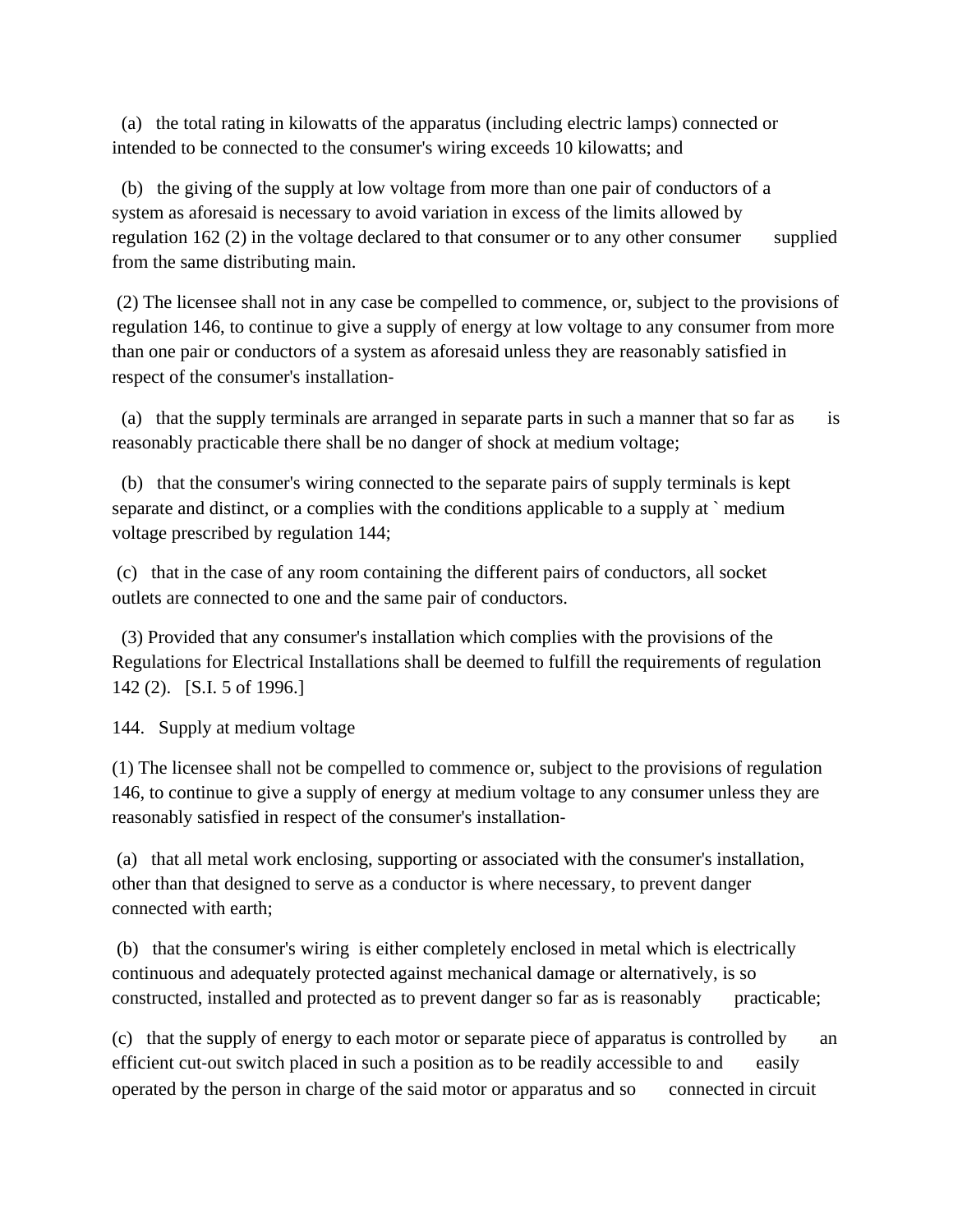(a) the total rating in kilowatts of the apparatus (including electric lamps) connected or intended to be connected to the consumer's wiring exceeds 10 kilowatts; and

(b) the giving of the supply at low voltage from more than one pair of conductors of a system as aforesaid is necessary to avoid variation in excess of the limits allowed by regulation 162 (2) in the voltage declared to that consumer or to any other consumer supplied from the same distributing main.

(2) The licensee shall not in any case be compelled to commence, or, subject to the provisions of regulation 146, to continue to give a supply of energy at low voltage to any consumer from more than one pair or conductors of a system as aforesaid unless they are reasonably satisfied in respect of the consumer's installation-

(a) that the supply terminals are arranged in separate parts in such a manner that so far as is reasonably practicable there shall be no danger of shock at medium voltage;

(b) that the consumer's wiring connected to the separate pairs of supply terminals is kept separate and distinct, or a complies with the conditions applicable to a supply at ` medium voltage prescribed by regulation 144;

(c) that in the case of any room containing the different pairs of conductors, all socket outlets are connected to one and the same pair of conductors.

(3) Provided that any consumer's installation which complies with the provisions of the Regulations for Electrical Installations shall be deemed to fulfill the requirements of regulation 142 (2). [S.I. 5 of 1996.]

144. Supply at medium voltage

(1) The licensee shall not be compelled to commence or, subject to the provisions of regulation 146, to continue to give a supply of energy at medium voltage to any consumer unless they are reasonably satisfied in respect of the consumer's installation-

(a) that all metal work enclosing, supporting or associated with the consumer's installation, other than that designed to serve as a conductor is where necessary, to prevent danger connected with earth;

(b) that the consumer's wiring is either completely enclosed in metal which is electrically continuous and adequately protected against mechanical damage or alternatively, is so constructed, installed and protected as to prevent danger so far as is reasonably practicable;

(c) that the supply of energy to each motor or separate piece of apparatus is controlled by an efficient cut-out switch placed in such a position as to be readily accessible to and easily operated by the person in charge of the said motor or apparatus and so connected in circuit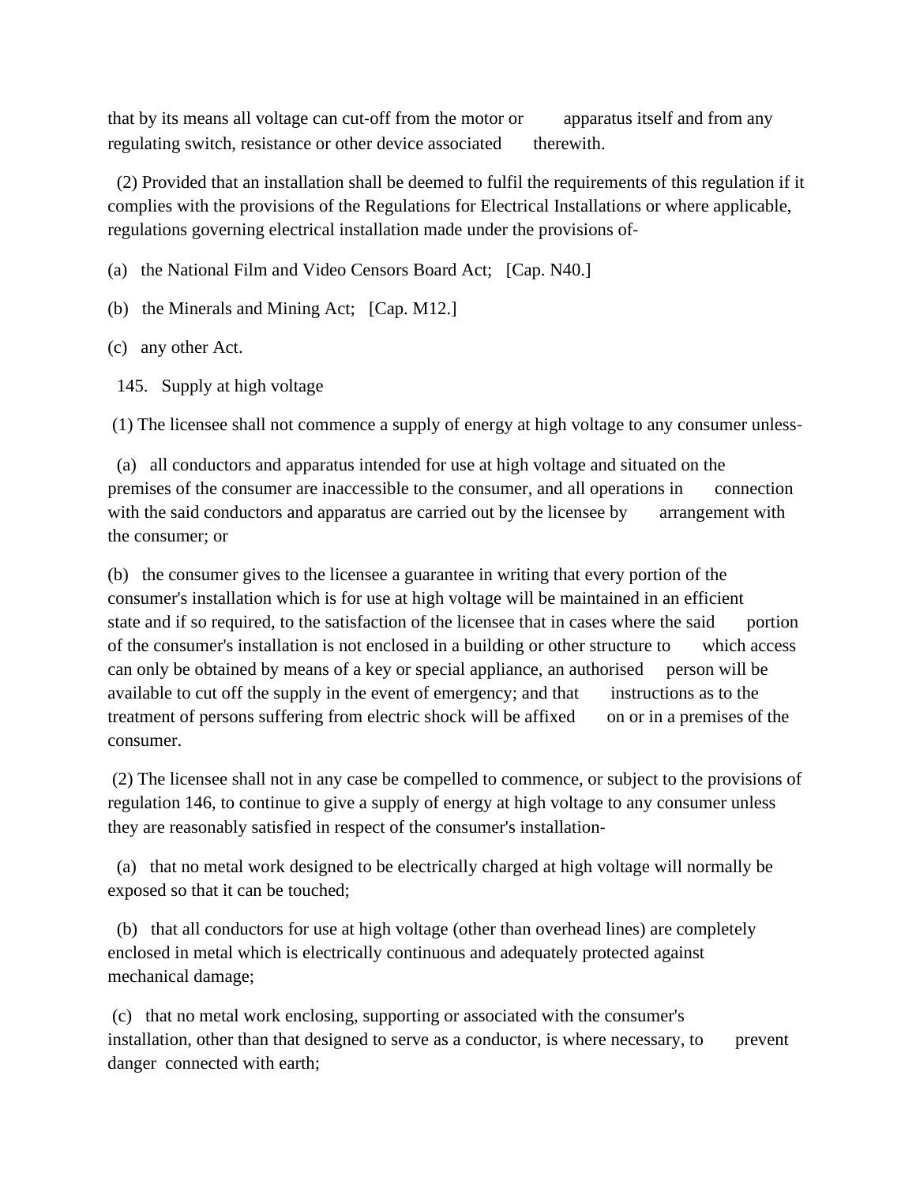that by its means all voltage can cut-off from the motor or apparatus itself and from any regulating switch, resistance or other device associated therewith.

(2) Provided that an installation shall be deemed to fulfil the requirements of this regulation if it complies with the provisions of the Regulations for Electrical Installations or where applicable, regulations governing electrical installation made under the provisions of-

(a) the National Film and Video Censors Board Act; [Cap. N40.]

(b) the Minerals and Mining Act; [Cap. M12.]

(c) any other Act.

145. Supply at high voltage

(1) The licensee shall not commence a supply of energy at high voltage to any consumer unless-

(a) all conductors and apparatus intended for use at high voltage and situated on the premises of the consumer are inaccessible to the consumer, and all operations in connection with the said conductors and apparatus are carried out by the licensee by arrangement with the consumer; or

(b) the consumer gives to the licensee a guarantee in writing that every portion of the consumer's installation which is for use at high voltage will be maintained in an efficient state and if so required, to the satisfaction of the licensee that in cases where the said portion of the consumer's installation is not enclosed in a building or other structure to which access can only be obtained by means of a key or special appliance, an authorised person will be available to cut off the supply in the event of emergency; and that instructions as to the treatment of persons suffering from electric shock will be affixed on or in a premises of the consumer.

(2) The licensee shall not in any case be compelled to commence, or subject to the provisions of regulation 146, to continue to give a supply of energy at high voltage to any consumer unless they are reasonably satisfied in respect of the consumer's installation-

(a) that no metal work designed to be electrically charged at high voltage will normally be exposed so that it can be touched;

(b) that all conductors for use at high voltage (other than overhead lines) are completely enclosed in metal which is electrically continuous and adequately protected against mechanical damage;

(c) that no metal work enclosing, supporting or associated with the consumer's installation, other than that designed to serve as a conductor, is where necessary, to prevent danger connected with earth;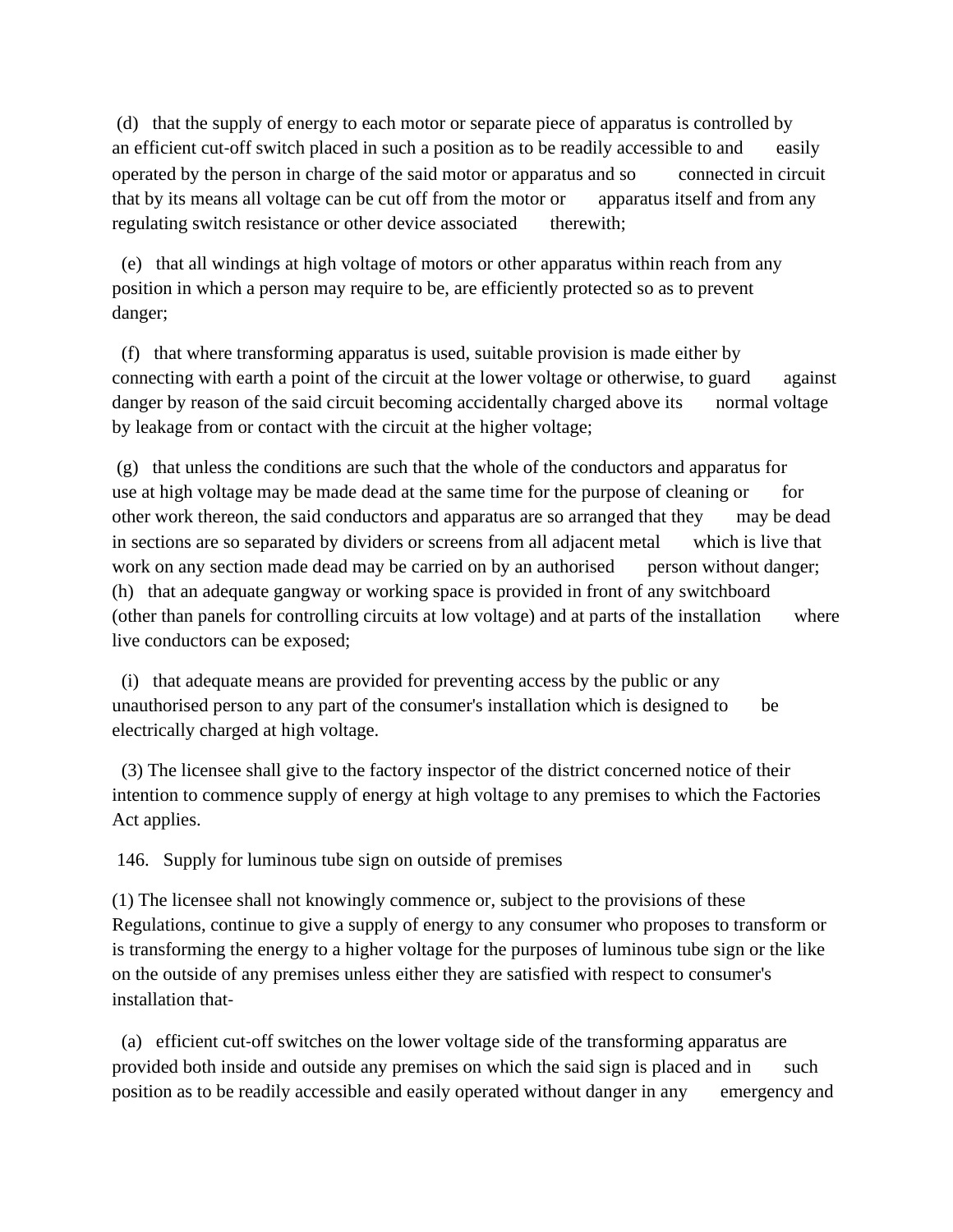(d) that the supply of energy to each motor or separate piece of apparatus is controlled by an efficient cut-off switch placed in such a position as to be readily accessible to and easily operated by the person in charge of the said motor or apparatus and so connected in circuit that by its means all voltage can be cut off from the motor or apparatus itself and from any regulating switch resistance or other device associated therewith;

(e) that all windings at high voltage of motors or other apparatus within reach from any position in which a person may require to be, are efficiently protected so as to prevent danger;

(f) that where transforming apparatus is used, suitable provision is made either by connecting with earth a point of the circuit at the lower voltage or otherwise, to guard against danger by reason of the said circuit becoming accidentally charged above its normal voltage by leakage from or contact with the circuit at the higher voltage;

(g) that unless the conditions are such that the whole of the conductors and apparatus for use at high voltage may be made dead at the same time for the purpose of cleaning or for other work thereon, the said conductors and apparatus are so arranged that they may be dead in sections are so separated by dividers or screens from all adjacent metal which is live that work on any section made dead may be carried on by an authorised person without danger;

(h) that an adequate gangway or working space is provided in front of any switchboard (other than panels for controlling circuits at low voltage) and at parts of the installation where live conductors can be exposed;

(i) that adequate means are provided for preventing access by the public or any unauthorised person to any part of the consumer's installation which is designed to be electrically charged at high voltage.

(3) The licensee shall give to the factory inspector of the district concerned notice of their intention to commence supply of energy at high voltage to any premises to which the Factories Act applies.

146. Supply for luminous tube sign on outside of premises

(1) The licensee shall not knowingly commence or, subject to the provisions of these Regulations, continue to give a supply of energy to any consumer who proposes to transform or is transforming the energy to a higher voltage for the purposes of luminous tube sign or the like on the outside of any premises unless either they are satisfied with respect to consumer's installation that-

(a) efficient cut-off switches on the lower voltage side of the transforming apparatus are provided both inside and outside any premises on which the said sign is placed and in such position as to be readily accessible and easily operated without danger in any emergency and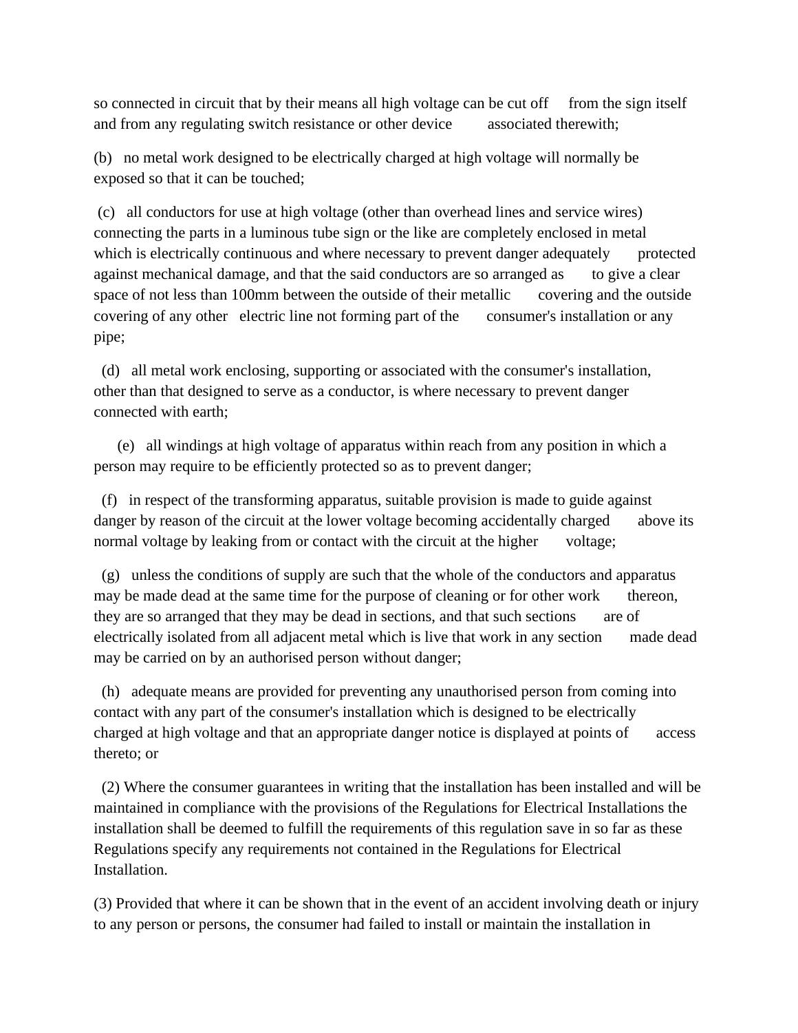so connected in circuit that by their means all high voltage can be cut off from the sign itself and from any regulating switch resistance or other device associated therewith;

(b) no metal work designed to be electrically charged at high voltage will normally be exposed so that it can be touched;

(c) all conductors for use at high voltage (other than overhead lines and service wires) connecting the parts in a luminous tube sign or the like are completely enclosed in metal which is electrically continuous and where necessary to prevent danger adequately protected against mechanical damage, and that the said conductors are so arranged as to give a clear space of not less than 100mm between the outside of their metallic covering and the outside covering of any other electric line not forming part of the consumer's installation or any pipe;

(d) all metal work enclosing, supporting or associated with the consumer's installation, other than that designed to serve as a conductor, is where necessary to prevent danger connected with earth;

(e) all windings at high voltage of apparatus within reach from any position in which a person may require to be efficiently protected so as to prevent danger;

(f) in respect of the transforming apparatus, suitable provision is made to guide against danger by reason of the circuit at the lower voltage becoming accidentally charged above its normal voltage by leaking from or contact with the circuit at the higher voltage;

(g) unless the conditions of supply are such that the whole of the conductors and apparatus may be made dead at the same time for the purpose of cleaning or for other work thereon, they are so arranged that they may be dead in sections, and that such sections are of electrically isolated from all adjacent metal which is live that work in any section made dead may be carried on by an authorised person without danger;

(h) adequate means are provided for preventing any unauthorised person from coming into contact with any part of the consumer's installation which is designed to be electrically charged at high voltage and that an appropriate danger notice is displayed at points of access thereto; or

(2) Where the consumer guarantees in writing that the installation has been installed and will be maintained in compliance with the provisions of the Regulations for Electrical Installations the installation shall be deemed to fulfill the requirements of this regulation save in so far as these Regulations specify any requirements not contained in the Regulations for Electrical Installation.

(3) Provided that where it can be shown that in the event of an accident involving death or injury to any person or persons, the consumer had failed to install or maintain the installation in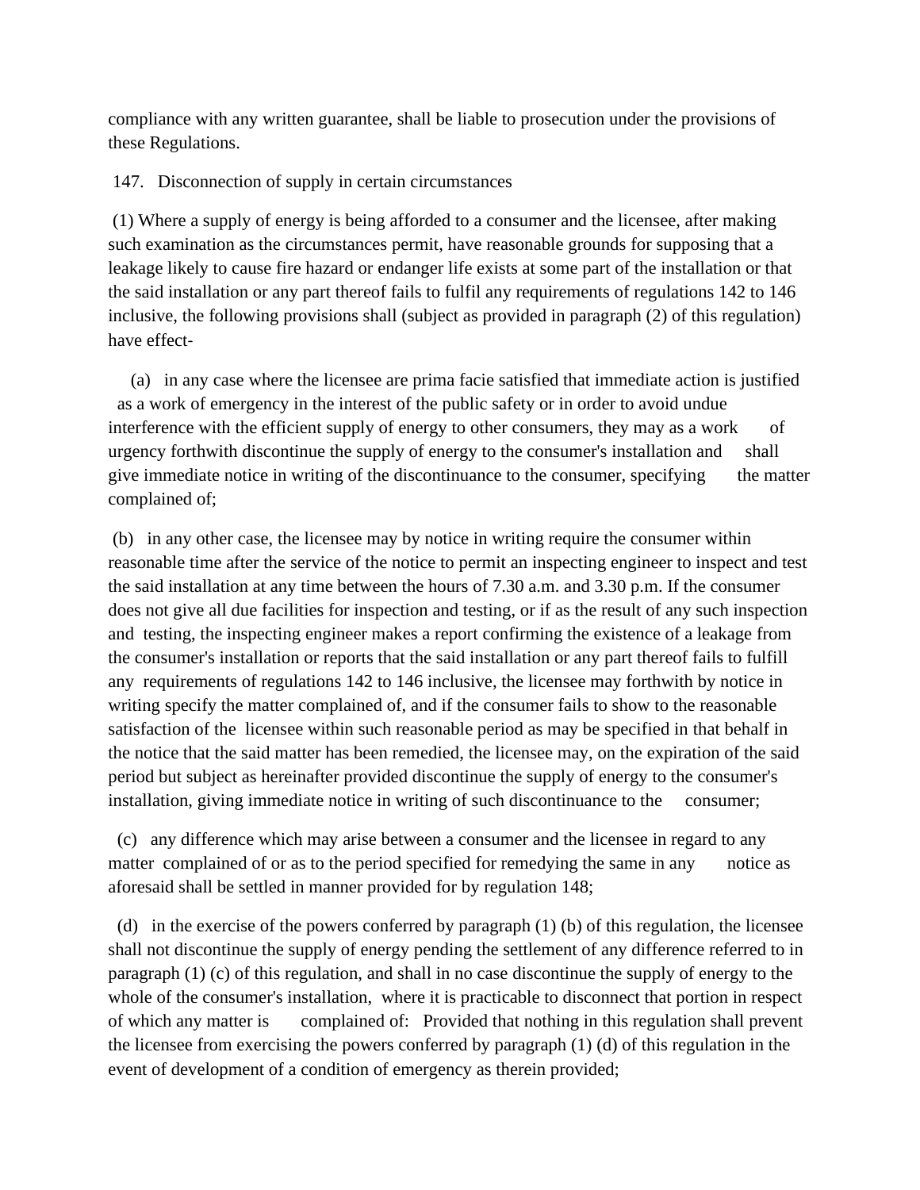compliance with any written guarantee, shall be liable to prosecution under the provisions of these Regulations.

## 147. Disconnection of supply in certain circumstances

(1) Where a supply of energy is being afforded to a consumer and the licensee, after making such examination as the circumstances permit, have reasonable grounds for supposing that a leakage likely to cause fire hazard or endanger life exists at some part of the installation or that the said installation or any part thereof fails to fulfil any requirements of regulations 142 to 146 inclusive, the following provisions shall (subject as provided in paragraph (2) of this regulation) have effect-

(a) in any case where the licensee are prima facie satisfied that immediate action is justified as a work of emergency in the interest of the public safety or in order to avoid undue interference with the efficient supply of energy to other consumers, they may as a work of urgency forthwith discontinue the supply of energy to the consumer's installation and shall give immediate notice in writing of the discontinuance to the consumer, specifying the matter complained of;

(b) in any other case, the licensee may by notice in writing require the consumer within reasonable time after the service of the notice to permit an inspecting engineer to inspect and test the said installation at any time between the hours of 7.30 a.m. and 3.30 p.m. If the consumer does not give all due facilities for inspection and testing, or if as the result of any such inspection and testing, the inspecting engineer makes a report confirming the existence of a leakage from the consumer's installation or reports that the said installation or any part thereof fails to fulfill any requirements of regulations 142 to 146 inclusive, the licensee may forthwith by notice in writing specify the matter complained of, and if the consumer fails to show to the reasonable satisfaction of the licensee within such reasonable period as may be specified in that behalf in the notice that the said matter has been remedied, the licensee may, on the expiration of the said period but subject as hereinafter provided discontinue the supply of energy to the consumer's installation, giving immediate notice in writing of such discontinuance to the consumer;

(c) any difference which may arise between a consumer and the licensee in regard to any matter complained of or as to the period specified for remedying the same in any notice as aforesaid shall be settled in manner provided for by regulation 148;

(d) in the exercise of the powers conferred by paragraph (1) (b) of this regulation, the licensee shall not discontinue the supply of energy pending the settlement of any difference referred to in paragraph (1) (c) of this regulation, and shall in no case discontinue the supply of energy to the whole of the consumer's installation, where it is practicable to disconnect that portion in respect of which any matter is complained of: Provided that nothing in this regulation shall prevent the licensee from exercising the powers conferred by paragraph (1) (d) of this regulation in the event of development of a condition of emergency as therein provided;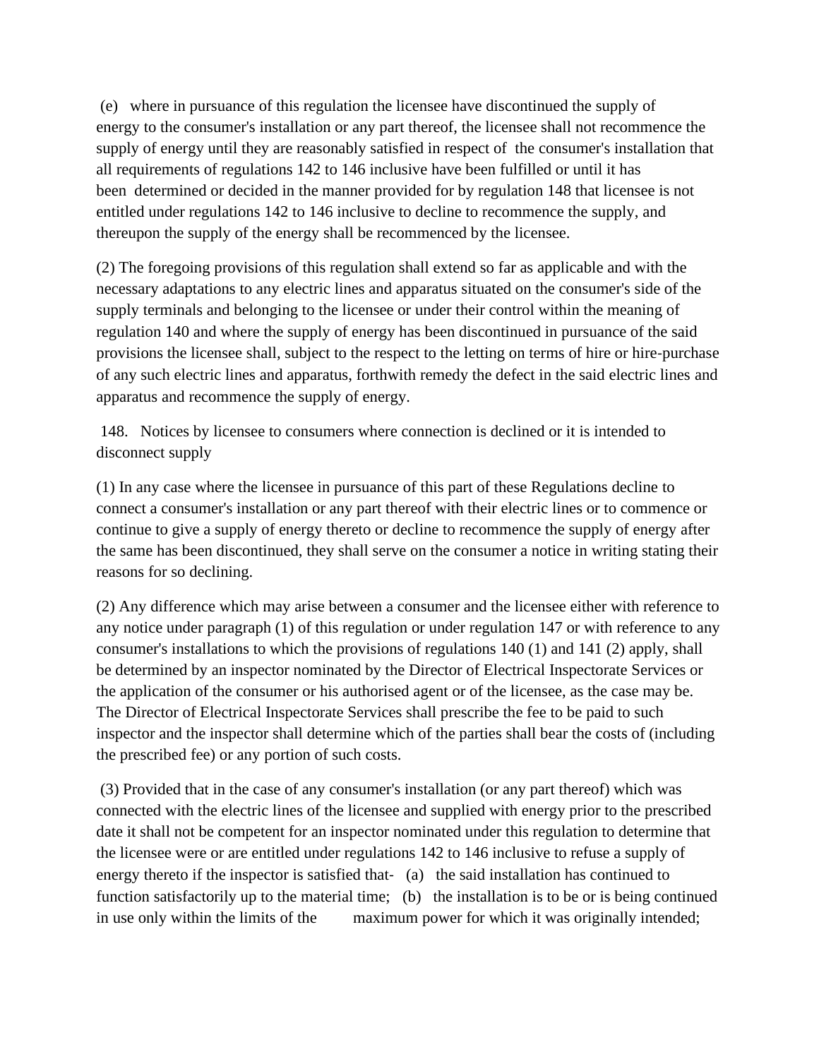(e) where in pursuance of this regulation the licensee have discontinued the supply of energy to the consumer's installation or any part thereof, the licensee shall not recommence the supply of energy until they are reasonably satisfied in respect of the consumer's installation that all requirements of regulations 142 to 146 inclusive have been fulfilled or until it has been determined or decided in the manner provided for by regulation 148 that licensee is not entitled under regulations 142 to 146 inclusive to decline to recommence the supply, and thereupon the supply of the energy shall be recommenced by the licensee.

(2) The foregoing provisions of this regulation shall extend so far as applicable and with the necessary adaptations to any electric lines and apparatus situated on the consumer's side of the supply terminals and belonging to the licensee or under their control within the meaning of regulation 140 and where the supply of energy has been discontinued in pursuance of the said provisions the licensee shall, subject to the respect to the letting on terms of hire or hire-purchase of any such electric lines and apparatus, forthwith remedy the defect in the said electric lines and apparatus and recommence the supply of energy.

148. Notices by licensee to consumers where connection is declined or it is intended to disconnect supply

(1) In any case where the licensee in pursuance of this part of these Regulations decline to connect a consumer's installation or any part thereof with their electric lines or to commence or continue to give a supply of energy thereto or decline to recommence the supply of energy after the same has been discontinued, they shall serve on the consumer a notice in writing stating their reasons for so declining.

(2) Any difference which may arise between a consumer and the licensee either with reference to any notice under paragraph (1) of this regulation or under regulation 147 or with reference to any consumer's installations to which the provisions of regulations 140 (1) and 141 (2) apply, shall be determined by an inspector nominated by the Director of Electrical Inspectorate Services or the application of the consumer or his authorised agent or of the licensee, as the case may be. The Director of Electrical Inspectorate Services shall prescribe the fee to be paid to such inspector and the inspector shall determine which of the parties shall bear the costs of (including the prescribed fee) or any portion of such costs.

(3) Provided that in the case of any consumer's installation (or any part thereof) which was connected with the electric lines of the licensee and supplied with energy prior to the prescribed date it shall not be competent for an inspector nominated under this regulation to determine that the licensee were or are entitled under regulations 142 to 146 inclusive to refuse a supply of energy thereto if the inspector is satisfied that- (a) the said installation has continued to function satisfactorily up to the material time; (b) the installation is to be or is being continued in use only within the limits of the maximum power for which it was originally intended;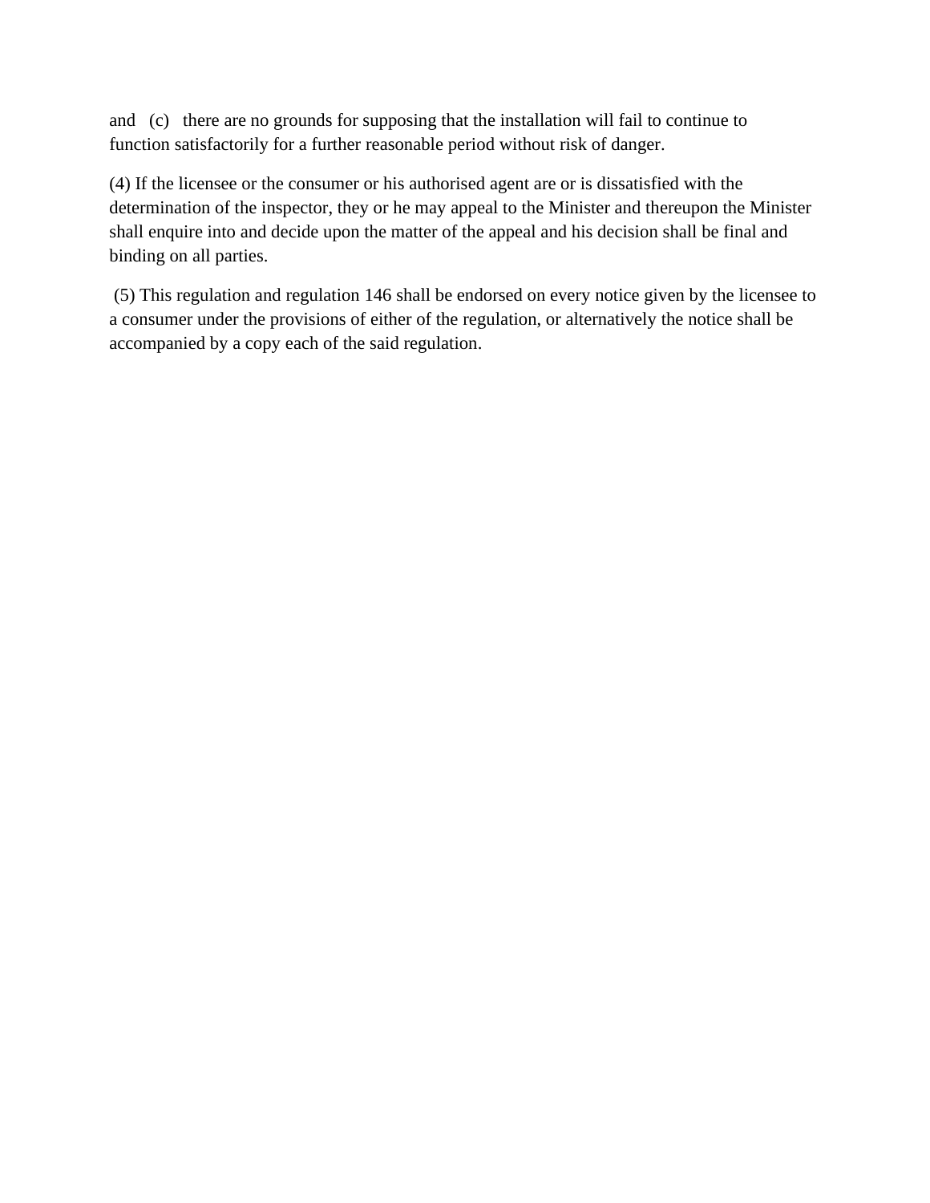and (c) there are no grounds for supposing that the installation will fail to continue to function satisfactorily for a further reasonable period without risk of danger.

(4) If the licensee or the consumer or his authorised agent are or is dissatisfied with the determination of the inspector, they or he may appeal to the Minister and thereupon the Minister shall enquire into and decide upon the matter of the appeal and his decision shall be final and binding on all parties.

(5) This regulation and regulation 146 shall be endorsed on every notice given by the licensee to a consumer under the provisions of either of the regulation, or alternatively the notice shall be accompanied by a copy each of the said regulation.